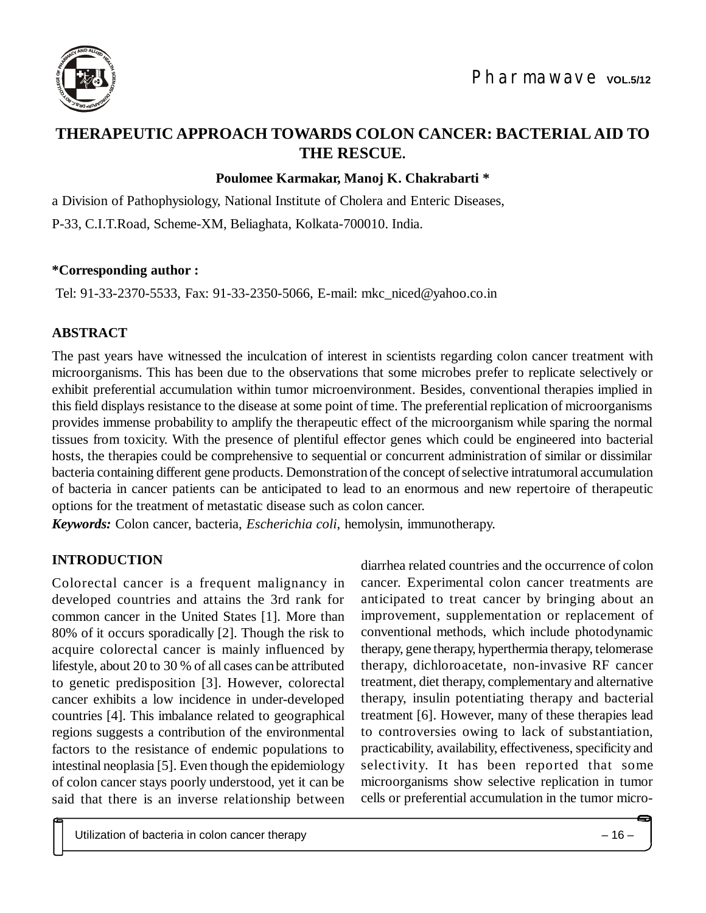# THERAPEUTIC APPROACH TOWARDS COLON CANCER: BACTERIAL AID TO THE RESCUE.

**Poulomee Karmakar, Manoj K. Chakrabarti ***

a Division of Pathophysiology, National Institute of Cholera and Enteric Diseases,

P-33, C.I.T.Road, Scheme-XM, Beliaghata, Kolkata-700010. India.

**\*Corresponding author :**

Tel: 91-33-2370-5533, Fax: 91-33-2350-5066, E-mail: mkc_niced@yahoo.co.in

## ABSTRACT

The past years have witnessed the inculcation of interest in scientists regarding colon cancer treatment with microorganisms. This has been due to the observations that some microbes prefer to replicate selectively or exhibit preferential accumulation within tumor microenvironment. Besides, conventional therapies implied in this field displays resistance to the disease at some point of time. The preferential replication of microorganisms provides immense probability to amplify the therapeutic effect of the microorganism while sparing the normal tissues from toxicity. With the presence of plentiful effector genes which could be engineered into bacterial hosts, the therapies could be comprehensive to sequential or concurrent administration of similar or dissimilar bacteria containing different gene products. Demonstration of the concept of selective intratumoral accumulation of bacteria in cancer patients can be anticipated to lead to an enormous and new repertoire of therapeutic options for the treatment of metastatic disease such as colon cancer.

***Keywords:*** Colon cancer, bacteria, *Escherichia coli*, hemolysin, immunotherapy.

## INTRODUCTION

Colorectal cancer is a frequent malignancy in developed countries and attains the 3rd rank for common cancer in the United States [1]. More than 80% of it occurs sporadically [2]. Though the risk to acquire colorectal cancer is mainly influenced by lifestyle, about 20 to 30 % of all cases can be attributed to genetic predisposition [3]. However, colorectal cancer exhibits a low incidence in under-developed countries [4]. This imbalance related to geographical regions suggests a contribution of the environmental factors to the resistance of endemic populations to intestinal neoplasia [5]. Even though the epidemiology of colon cancer stays poorly understood, yet it can be said that there is an inverse relationship between diarrhea related countries and the occurrence of colon cancer. Experimental colon cancer treatments are anticipated to treat cancer by bringing about an improvement, supplementation or replacement of conventional methods, which include photodynamic therapy, gene therapy, hyperthermia therapy, telomerase therapy, dichloroacetate, non-invasive RF cancer treatment, diet therapy, complementary and alternative therapy, insulin potentiating therapy and bacterial treatment [6]. However, many of these therapies lead to controversies owing to lack of substantiation, practicability, availability, effectiveness, specificity and selectivity. It has been reported that some microorganisms show selective replication in tumor cells or preferential accumulation in the tumor micro-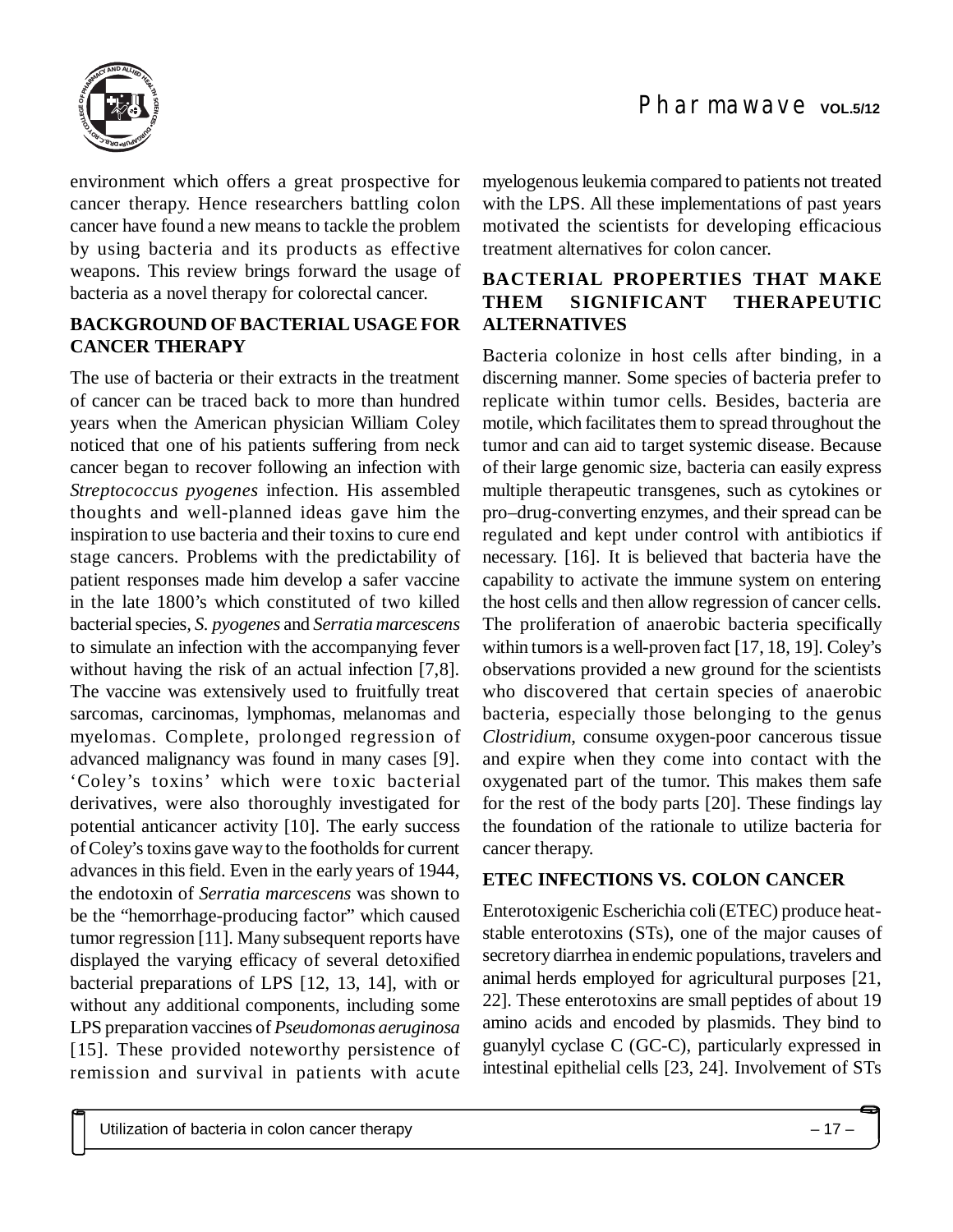environment which offers a great prospective for cancer therapy. Hence researchers battling colon cancer have found a new means to tackle the problem by using bacteria and its products as effective weapons. This review brings forward the usage of bacteria as a novel therapy for colorectal cancer.

## BACKGROUND OF BACTERIAL USAGE FOR CANCER THERAPY

The use of bacteria or their extracts in the treatment of cancer can be traced back to more than hundred years when the American physician William Coley noticed that one of his patients suffering from neck cancer began to recover following an infection with *Streptococcus pyogenes* infection. His assembled thoughts and well-planned ideas gave him the inspiration to use bacteria and their toxins to cure end stage cancers. Problems with the predictability of patient responses made him develop a safer vaccine in the late 1800's which constituted of two killed bacterial species, *S. pyogenes* and *Serratia marcescens* to simulate an infection with the accompanying fever without having the risk of an actual infection [7,8]. The vaccine was extensively used to fruitfully treat sarcomas, carcinomas, lymphomas, melanomas and myelomas. Complete, prolonged regression of advanced malignancy was found in many cases [9]. 'Coley's toxins' which were toxic bacterial derivatives, were also thoroughly investigated for potential anticancer activity [10]. The early success of Coley's toxins gave way to the footholds for current advances in this field. Even in the early years of 1944, the endotoxin of *Serratia marcescens* was shown to be the "hemorrhage-producing factor" which caused tumor regression [11]. Many subsequent reports have displayed the varying efficacy of several detoxified bacterial preparations of LPS [12, 13, 14], with or without any additional components, including some LPS preparation vaccines of *Pseudomonas aeruginosa* [15]. These provided noteworthy persistence of remission and survival in patients with acute myelogenous leukemia compared to patients not treated with the LPS. All these implementations of past years motivated the scientists for developing efficacious treatment alternatives for colon cancer.

## BACTERIAL PROPERTIES THAT MAKE THEM SIGNIFICANT THERAPEUTIC ALTERNATIVES

Bacteria colonize in host cells after binding, in a discerning manner. Some species of bacteria prefer to replicate within tumor cells. Besides, bacteria are motile, which facilitates them to spread throughout the tumor and can aid to target systemic disease. Because of their large genomic size, bacteria can easily express multiple therapeutic transgenes, such as cytokines or pro–drug-converting enzymes, and their spread can be regulated and kept under control with antibiotics if necessary. [16]. It is believed that bacteria have the capability to activate the immune system on entering the host cells and then allow regression of cancer cells. The proliferation of anaerobic bacteria specifically within tumors is a well-proven fact [17, 18, 19]. Coley's observations provided a new ground for the scientists who discovered that certain species of anaerobic bacteria, especially those belonging to the genus *Clostridium*, consume oxygen-poor cancerous tissue and expire when they come into contact with the oxygenated part of the tumor. This makes them safe for the rest of the body parts [20]. These findings lay the foundation of the rationale to utilize bacteria for cancer therapy.

## ETEC INFECTIONS VS. COLON CANCER

Enterotoxigenic Escherichia coli (ETEC) produce heat-stable enterotoxins (STs), one of the major causes of secretory diarrhea in endemic populations, travelers and animal herds employed for agricultural purposes [21, 22]. These enterotoxins are small peptides of about 19 amino acids and encoded by plasmids. They bind to guanylyl cyclase C (GC-C), particularly expressed in intestinal epithelial cells [23, 24]. Involvement of STs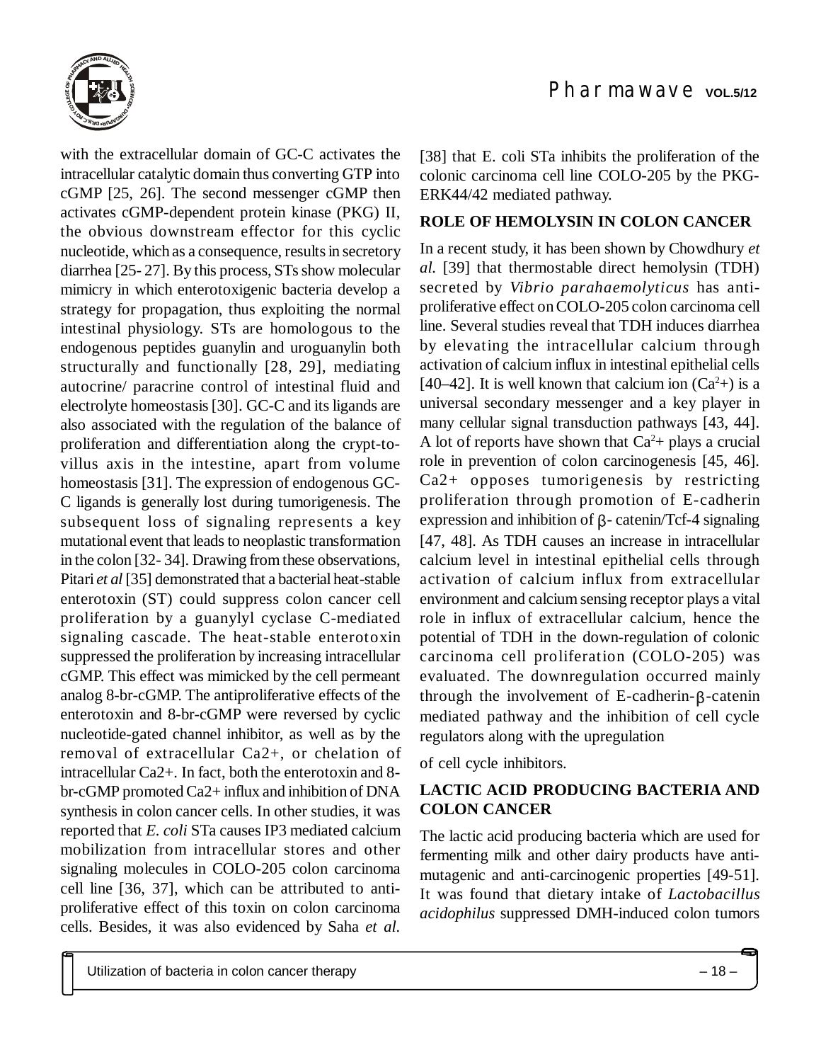with the extracellular domain of GC-C activates the intracellular catalytic domain thus converting GTP into cGMP [25, 26]. The second messenger cGMP then activates cGMP-dependent protein kinase (PKG) II, the obvious downstream effector for this cyclic nucleotide, which as a consequence, results in secretory diarrhea [25- 27]. By this process, STs show molecular mimicry in which enterotoxigenic bacteria develop a strategy for propagation, thus exploiting the normal intestinal physiology. STs are homologous to the endogenous peptides guanylin and uroguanylin both structurally and functionally [28, 29], mediating autocrine/ paracrine control of intestinal fluid and electrolyte homeostasis [30]. GC-C and its ligands are also associated with the regulation of the balance of proliferation and differentiation along the crypt-to-villus axis in the intestine, apart from volume homeostasis [31]. The expression of endogenous GC-C ligands is generally lost during tumorigenesis. The subsequent loss of signaling represents a key mutational event that leads to neoplastic transformation in the colon [32- 34]. Drawing from these observations, Pitari *et al* [35] demonstrated that a bacterial heat-stable enterotoxin (ST) could suppress colon cancer cell proliferation by a guanylyl cyclase C-mediated signaling cascade. The heat-stable enterotoxin suppressed the proliferation by increasing intracellular cGMP. This effect was mimicked by the cell permeant analog 8-br-cGMP. The antiproliferative effects of the enterotoxin and 8-br-cGMP were reversed by cyclic nucleotide-gated channel inhibitor, as well as by the removal of extracellular Ca2+, or chelation of intracellular Ca2+. In fact, both the enterotoxin and 8-br-cGMP promoted Ca2+ influx and inhibition of DNA synthesis in colon cancer cells. In other studies, it was reported that *E. coli* STa causes IP3 mediated calcium mobilization from intracellular stores and other signaling molecules in COLO-205 colon carcinoma cell line [36, 37], which can be attributed to anti-proliferative effect of this toxin on colon carcinoma cells. Besides, it was also evidenced by Saha *et al.* [38] that E. coli STa inhibits the proliferation of the colonic carcinoma cell line COLO-205 by the PKG-ERK44/42 mediated pathway.

## ROLE OF HEMOLYSIN IN COLON CANCER

In a recent study, it has been shown by Chowdhury *et al.* [39] that thermostable direct hemolysin (TDH) secreted by *Vibrio parahaemolyticus* has anti-proliferative effect on COLO-205 colon carcinoma cell line. Several studies reveal that TDH induces diarrhea by elevating the intracellular calcium through activation of calcium influx in intestinal epithelial cells [40–42]. It is well known that calcium ion ($Ca^{2}$+) is a universal secondary messenger and a key player in many cellular signal transduction pathways [43, 44]. A lot of reports have shown that $Ca^{2}$+ plays a crucial role in prevention of colon carcinogenesis [45, 46]. Ca2+ opposes tumorigenesis by restricting proliferation through promotion of E-cadherin expression and inhibition of β- catenin/Tcf-4 signaling [47, 48]. As TDH causes an increase in intracellular calcium level in intestinal epithelial cells through activation of calcium influx from extracellular environment and calcium sensing receptor plays a vital role in influx of extracellular calcium, hence the potential of TDH in the down-regulation of colonic carcinoma cell proliferation (COLO-205) was evaluated. The downregulation occurred mainly through the involvement of E-cadherin-β-catenin mediated pathway and the inhibition of cell cycle regulators along with the upregulation

of cell cycle inhibitors.

## LACTIC ACID PRODUCING BACTERIA AND COLON CANCER

The lactic acid producing bacteria which are used for fermenting milk and other dairy products have anti-mutagenic and anti-carcinogenic properties [49-51]. It was found that dietary intake of *Lactobacillus acidophilus* suppressed DMH-induced colon tumors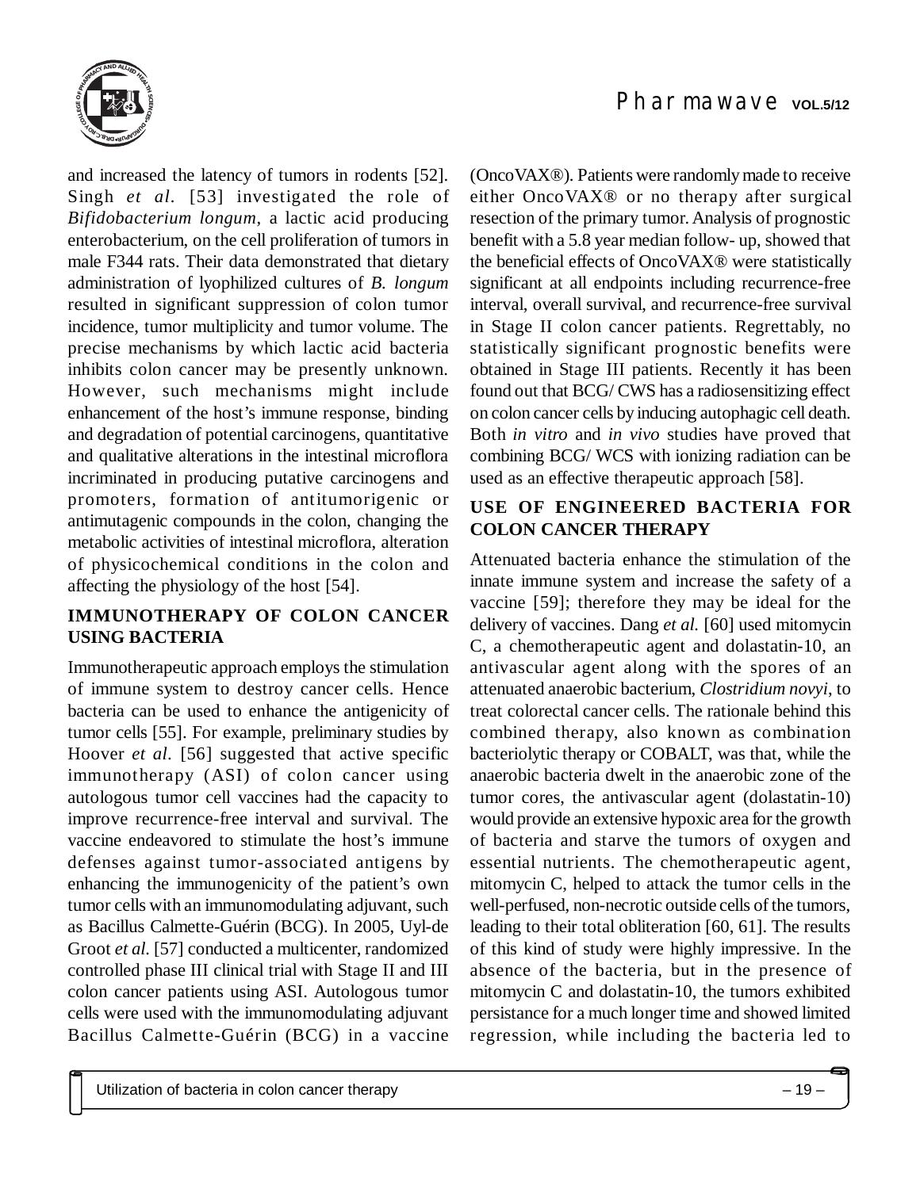and increased the latency of tumors in rodents [52]. Singh *et al*. [53] investigated the role of *Bifidobacterium longum*, a lactic acid producing enterobacterium, on the cell proliferation of tumors in male F344 rats. Their data demonstrated that dietary administration of lyophilized cultures of *B. longum* resulted in significant suppression of colon tumor incidence, tumor multiplicity and tumor volume. The precise mechanisms by which lactic acid bacteria inhibits colon cancer may be presently unknown. However, such mechanisms might include enhancement of the host's immune response, binding and degradation of potential carcinogens, quantitative and qualitative alterations in the intestinal microflora incriminated in producing putative carcinogens and promoters, formation of antitumorigenic or antimutagenic compounds in the colon, changing the metabolic activities of intestinal microflora, alteration of physicochemical conditions in the colon and affecting the physiology of the host [54].

## IMMUNOTHERAPY OF COLON CANCER USING BACTERIA

Immunotherapeutic approach employs the stimulation of immune system to destroy cancer cells. Hence bacteria can be used to enhance the antigenicity of tumor cells [55]. For example, preliminary studies by Hoover *et al*. [56] suggested that active specific immunotherapy (ASI) of colon cancer using autologous tumor cell vaccines had the capacity to improve recurrence-free interval and survival. The vaccine endeavored to stimulate the host's immune defenses against tumor-associated antigens by enhancing the immunogenicity of the patient's own tumor cells with an immunomodulating adjuvant, such as Bacillus Calmette-Guérin (BCG). In 2005, Uyl-de Groot *et al*. [57] conducted a multicenter, randomized controlled phase III clinical trial with Stage II and III colon cancer patients using ASI. Autologous tumor cells were used with the immunomodulating adjuvant Bacillus Calmette-Guérin (BCG) in a vaccine (OncoVAX®). Patients were randomly made to receive either OncoVAX® or no therapy after surgical resection of the primary tumor. Analysis of prognostic benefit with a 5.8 year median follow- up, showed that the beneficial effects of OncoVAX® were statistically significant at all endpoints including recurrence-free interval, overall survival, and recurrence-free survival in Stage II colon cancer patients. Regrettably, no statistically significant prognostic benefits were obtained in Stage III patients. Recently it has been found out that BCG/ CWS has a radiosensitizing effect on colon cancer cells by inducing autophagic cell death. Both *in vitro* and *in vivo* studies have proved that combining BCG/ WCS with ionizing radiation can be used as an effective therapeutic approach [58].

## USE OF ENGINEERED BACTERIA FOR COLON CANCER THERAPY

Attenuated bacteria enhance the stimulation of the innate immune system and increase the safety of a vaccine [59]; therefore they may be ideal for the delivery of vaccines. Dang *et al*. [60] used mitomycin C, a chemotherapeutic agent and dolastatin-10, an antivascular agent along with the spores of an attenuated anaerobic bacterium, *Clostridium novyi*, to treat colorectal cancer cells. The rationale behind this combined therapy, also known as combination bacteriolytic therapy or COBALT, was that, while the anaerobic bacteria dwelt in the anaerobic zone of the tumor cores, the antivascular agent (dolastatin-10) would provide an extensive hypoxic area for the growth of bacteria and starve the tumors of oxygen and essential nutrients. The chemotherapeutic agent, mitomycin C, helped to attack the tumor cells in the well-perfused, non-necrotic outside cells of the tumors, leading to their total obliteration [60, 61]. The results of this kind of study were highly impressive. In the absence of the bacteria, but in the presence of mitomycin C and dolastatin-10, the tumors exhibited persistance for a much longer time and showed limited regression, while including the bacteria led to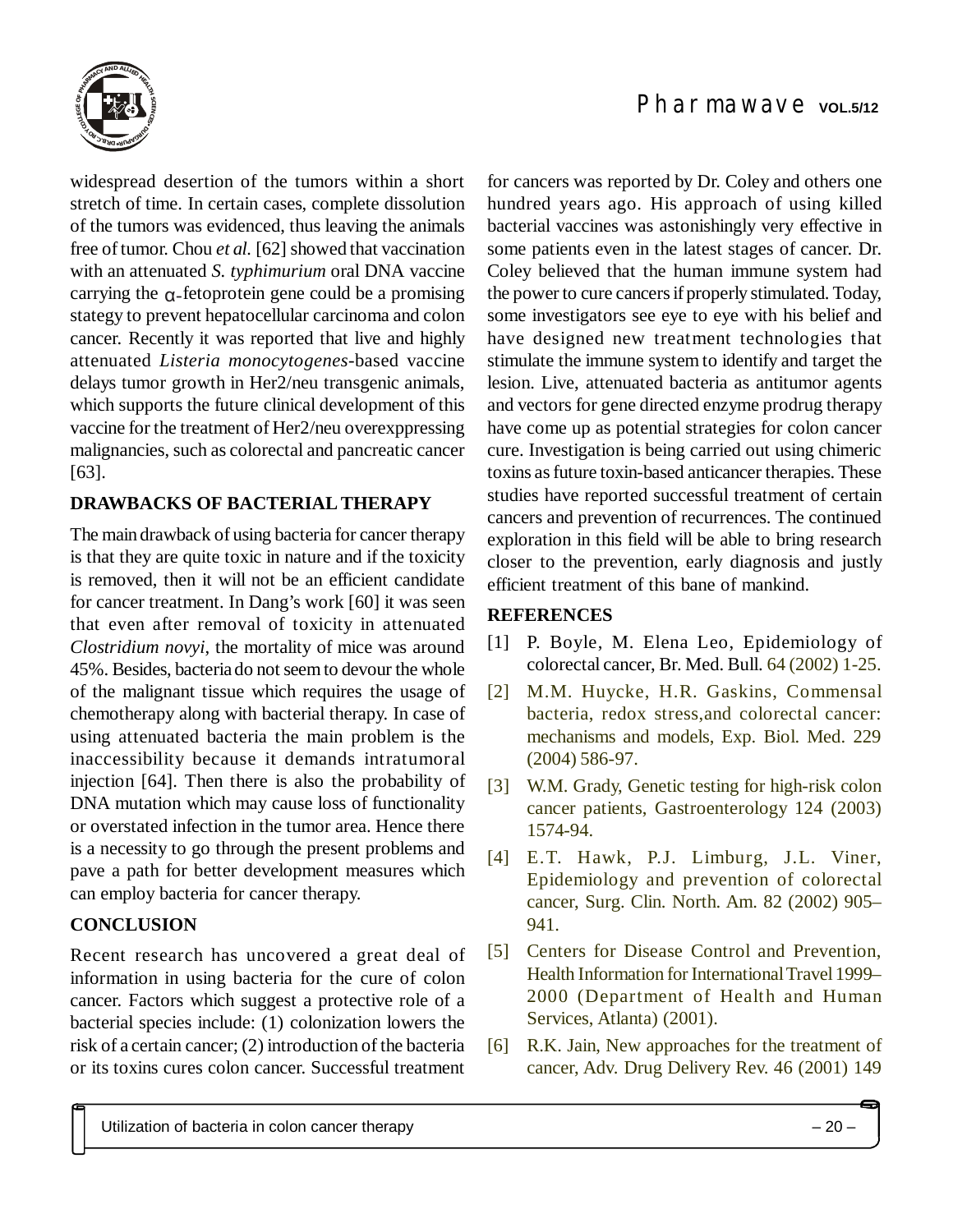widespread desertion of the tumors within a short stretch of time. In certain cases, complete dissolution of the tumors was evidenced, thus leaving the animals free of tumor. Chou *et al.* [62] showed that vaccination with an attenuated *S. typhimurium* oral DNA vaccine carrying the α-fetoprotein gene could be a promising stategy to prevent hepatocellular carcinoma and colon cancer. Recently it was reported that live and highly attenuated *Listeria monocytogenes*-based vaccine delays tumor growth in Her2/neu transgenic animals, which supports the future clinical development of this vaccine for the treatment of Her2/neu overexppressing malignancies, such as colorectal and pancreatic cancer [63].

## DRAWBACKS OF BACTERIAL THERAPY

The main drawback of using bacteria for cancer therapy is that they are quite toxic in nature and if the toxicity is removed, then it will not be an efficient candidate for cancer treatment. In Dang's work [60] it was seen that even after removal of toxicity in attenuated *Clostridium novyi*, the mortality of mice was around 45%. Besides, bacteria do not seem to devour the whole of the malignant tissue which requires the usage of chemotherapy along with bacterial therapy. In case of using attenuated bacteria the main problem is the inaccessibility because it demands intratumoral injection [64]. Then there is also the probability of DNA mutation which may cause loss of functionality or overstated infection in the tumor area. Hence there is a necessity to go through the present problems and pave a path for better development measures which can employ bacteria for cancer therapy.

## CONCLUSION

Recent research has uncovered a great deal of information in using bacteria for the cure of colon cancer. Factors which suggest a protective role of a bacterial species include: (1) colonization lowers the risk of a certain cancer; (2) introduction of the bacteria or its toxins cures colon cancer. Successful treatment for cancers was reported by Dr. Coley and others one hundred years ago. His approach of using killed bacterial vaccines was astonishingly very effective in some patients even in the latest stages of cancer. Dr. Coley believed that the human immune system had the power to cure cancers if properly stimulated. Today, some investigators see eye to eye with his belief and have designed new treatment technologies that stimulate the immune system to identify and target the lesion. Live, attenuated bacteria as antitumor agents and vectors for gene directed enzyme prodrug therapy have come up as potential strategies for colon cancer cure. Investigation is being carried out using chimeric toxins as future toxin-based anticancer therapies. These studies have reported successful treatment of certain cancers and prevention of recurrences. The continued exploration in this field will be able to bring research closer to the prevention, early diagnosis and justly efficient treatment of this bane of mankind.

## REFERENCES

[1] P. Boyle, M. Elena Leo, Epidemiology of colorectal cancer, Br. Med. Bull. 64 (2002) 1-25.

[2] M.M. Huycke, H.R. Gaskins, Commensal bacteria, redox stress,and colorectal cancer: mechanisms and models, Exp. Biol. Med. 229 (2004) 586-97.

[3] W.M. Grady, Genetic testing for high-risk colon cancer patients, Gastroenterology 124 (2003) 1574-94.

[4] E.T. Hawk, P.J. Limburg, J.L. Viner, Epidemiology and prevention of colorectal cancer, Surg. Clin. North. Am. 82 (2002) 905–941.

[5] Centers for Disease Control and Prevention, Health Information for International Travel 1999–2000 (Department of Health and Human Services, Atlanta) (2001).

[6] R.K. Jain, New approaches for the treatment of cancer, Adv. Drug Delivery Rev. 46 (2001) 149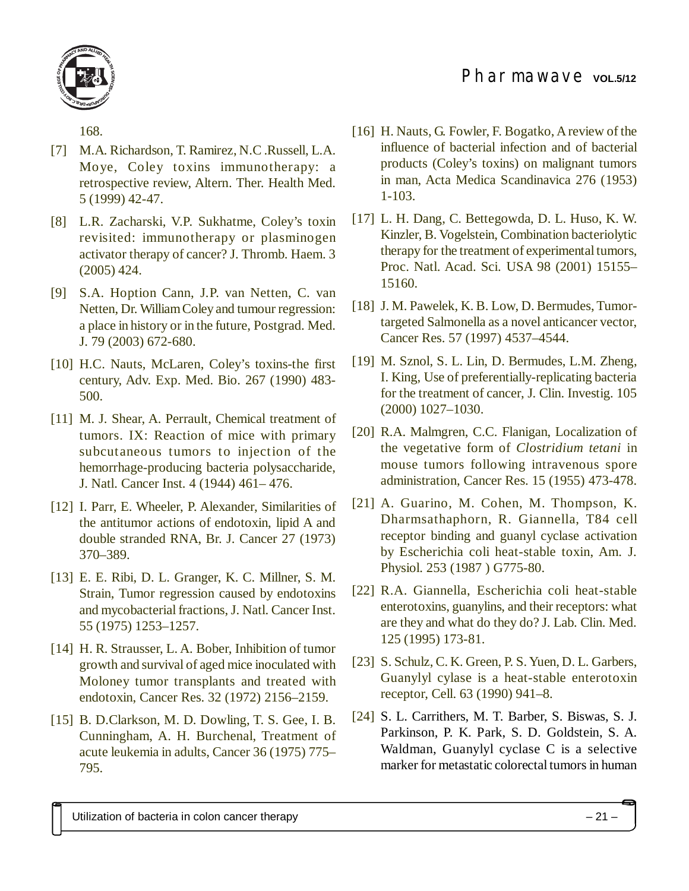168.

[7] M.A. Richardson, T. Ramirez, N.C .Russell, L.A. Moye, Coley toxins immunotherapy: a retrospective review, Altern. Ther. Health Med. 5 (1999) 42-47.

[8] L.R. Zacharski, V.P. Sukhatme, Coley's toxin revisited: immunotherapy or plasminogen activator therapy of cancer? J. Thromb. Haem. 3 (2005) 424.

[9] S.A. Hoption Cann, J.P. van Netten, C. van Netten, Dr. William Coley and tumour regression: a place in history or in the future, Postgrad. Med. J. 79 (2003) 672-680.

[10] H.C. Nauts, McLaren, Coley's toxins-the first century, Adv. Exp. Med. Bio. 267 (1990) 483-500.

[11] M. J. Shear, A. Perrault, Chemical treatment of tumors. IX: Reaction of mice with primary subcutaneous tumors to injection of the hemorrhage-producing bacteria polysaccharide, J. Natl. Cancer Inst. 4 (1944) 461– 476.

[12] I. Parr, E. Wheeler, P. Alexander, Similarities of the antitumor actions of endotoxin, lipid A and double stranded RNA, Br. J. Cancer 27 (1973) 370–389.

[13] E. E. Ribi, D. L. Granger, K. C. Millner, S. M. Strain, Tumor regression caused by endotoxins and mycobacterial fractions, J. Natl. Cancer Inst. 55 (1975) 1253–1257.

[14] H. R. Strausser, L. A. Bober, Inhibition of tumor growth and survival of aged mice inoculated with Moloney tumor transplants and treated with endotoxin, Cancer Res. 32 (1972) 2156–2159.

[15] B. D.Clarkson, M. D. Dowling, T. S. Gee, I. B. Cunningham, A. H. Burchenal, Treatment of acute leukemia in adults, Cancer 36 (1975) 775–795.

[16] H. Nauts, G. Fowler, F. Bogatko, A review of the influence of bacterial infection and of bacterial products (Coley's toxins) on malignant tumors in man, Acta Medica Scandinavica 276 (1953) 1-103.

[17] L. H. Dang, C. Bettegowda, D. L. Huso, K. W. Kinzler, B. Vogelstein, Combination bacteriolytic therapy for the treatment of experimental tumors, Proc. Natl. Acad. Sci. USA 98 (2001) 15155–15160.

[18] J. M. Pawelek, K. B. Low, D. Bermudes, Tumor-targeted Salmonella as a novel anticancer vector, Cancer Res. 57 (1997) 4537–4544.

[19] M. Sznol, S. L. Lin, D. Bermudes, L.M. Zheng, I. King, Use of preferentially-replicating bacteria for the treatment of cancer, J. Clin. Investig. 105 (2000) 1027–1030.

[20] R.A. Malmgren, C.C. Flanigan, Localization of the vegetative form of *Clostridium tetani* in mouse tumors following intravenous spore administration, Cancer Res. 15 (1955) 473-478.

[21] A. Guarino, M. Cohen, M. Thompson, K. Dharmsathaphorn, R. Giannella, T84 cell receptor binding and guanyl cyclase activation by Escherichia coli heat-stable toxin, Am. J. Physiol. 253 (1987 ) G775-80.

[22] R.A. Giannella, Escherichia coli heat-stable enterotoxins, guanylins, and their receptors: what are they and what do they do? J. Lab. Clin. Med. 125 (1995) 173-81.

[23] S. Schulz, C. K. Green, P. S. Yuen, D. L. Garbers, Guanylyl cylase is a heat-stable enterotoxin receptor, Cell. 63 (1990) 941–8.

[24] S. L. Carrithers, M. T. Barber, S. Biswas, S. J. Parkinson, P. K. Park, S. D. Goldstein, S. A. Waldman, Guanylyl cyclase C is a selective marker for metastatic colorectal tumors in human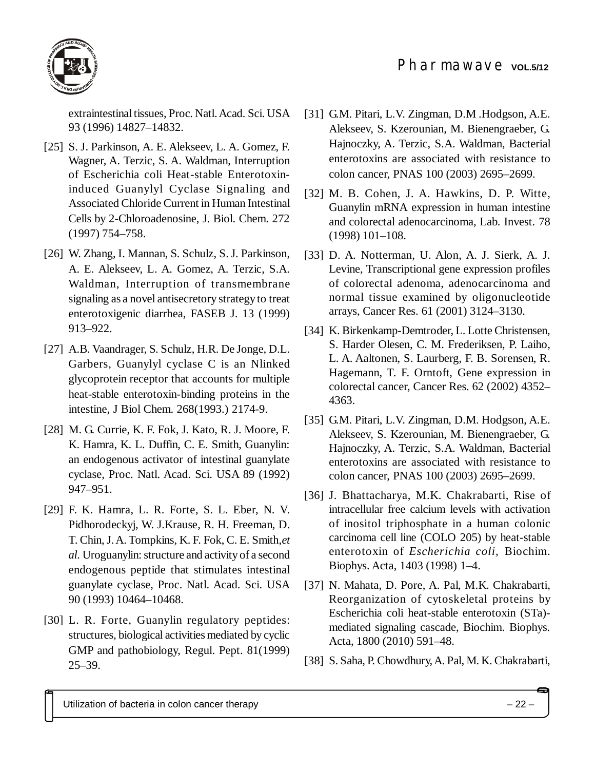extraintestinal tissues, Proc. Natl. Acad. Sci. USA 93 (1996) 14827–14832.

[25] S. J. Parkinson, A. E. Alekseev, L. A. Gomez, F. Wagner, A. Terzic, S. A. Waldman, Interruption of Escherichia coli Heat-stable Enterotoxin-induced Guanylyl Cyclase Signaling and Associated Chloride Current in Human Intestinal Cells by 2-Chloroadenosine, J. Biol. Chem. 272 (1997) 754–758.

[26] W. Zhang, I. Mannan, S. Schulz, S. J. Parkinson, A. E. Alekseev, L. A. Gomez, A. Terzic, S.A. Waldman, Interruption of transmembrane signaling as a novel antisecretory strategy to treat enterotoxigenic diarrhea, FASEB J. 13 (1999) 913–922.

[27] A.B. Vaandrager, S. Schulz, H.R. De Jonge, D.L. Garbers, Guanylyl cyclase C is an Nlinked glycoprotein receptor that accounts for multiple heat-stable enterotoxin-binding proteins in the intestine, J Biol Chem. 268(1993.) 2174-9.

[28] M. G. Currie, K. F. Fok, J. Kato, R. J. Moore, F. K. Hamra, K. L. Duffin, C. E. Smith, Guanylin: an endogenous activator of intestinal guanylate cyclase, Proc. Natl. Acad. Sci. USA 89 (1992) 947–951.

[29] F. K. Hamra, L. R. Forte, S. L. Eber, N. V. Pidhorodeckyj, W. J.Krause, R. H. Freeman, D. T. Chin, J. A. Tompkins, K. F. Fok, C. E. Smith,*et al.* Uroguanylin: structure and activity of a second endogenous peptide that stimulates intestinal guanylate cyclase, Proc. Natl. Acad. Sci. USA 90 (1993) 10464–10468.

[30] L. R. Forte, Guanylin regulatory peptides: structures, biological activities mediated by cyclic GMP and pathobiology, Regul. Pept. 81(1999) 25–39.

[31] G.M. Pitari, L.V. Zingman, D.M .Hodgson, A.E. Alekseev, S. Kzerounian, M. Bienengraeber, G. Hajnoczky, A. Terzic, S.A. Waldman, Bacterial enterotoxins are associated with resistance to colon cancer, PNAS 100 (2003) 2695–2699.

[32] M. B. Cohen, J. A. Hawkins, D. P. Witte, Guanylin mRNA expression in human intestine and colorectal adenocarcinoma, Lab. Invest. 78 (1998) 101–108.

[33] D. A. Notterman, U. Alon, A. J. Sierk, A. J. Levine, Transcriptional gene expression profiles of colorectal adenoma, adenocarcinoma and normal tissue examined by oligonucleotide arrays, Cancer Res. 61 (2001) 3124–3130.

[34] K. Birkenkamp-Demtroder, L. Lotte Christensen, S. Harder Olesen, C. M. Frederiksen, P. Laiho, L. A. Aaltonen, S. Laurberg, F. B. Sorensen, R. Hagemann, T. F. Orntoft, Gene expression in colorectal cancer, Cancer Res. 62 (2002) 4352–4363.

[35] G.M. Pitari, L.V. Zingman, D.M. Hodgson, A.E. Alekseev, S. Kzerounian, M. Bienengraeber, G. Hajnoczky, A. Terzic, S.A. Waldman, Bacterial enterotoxins are associated with resistance to colon cancer, PNAS 100 (2003) 2695–2699.

[36] J. Bhattacharya, M.K. Chakrabarti, Rise of intracellular free calcium levels with activation of inositol triphosphate in a human colonic carcinoma cell line (COLO 205) by heat-stable enterotoxin of *Escherichia coli*, Biochim. Biophys. Acta, 1403 (1998) 1–4.

[37] N. Mahata, D. Pore, A. Pal, M.K. Chakrabarti, Reorganization of cytoskeletal proteins by Escherichia coli heat-stable enterotoxin (STa)-mediated signaling cascade, Biochim. Biophys. Acta, 1800 (2010) 591–48.

[38] S. Saha, P. Chowdhury, A. Pal, M. K. Chakrabarti,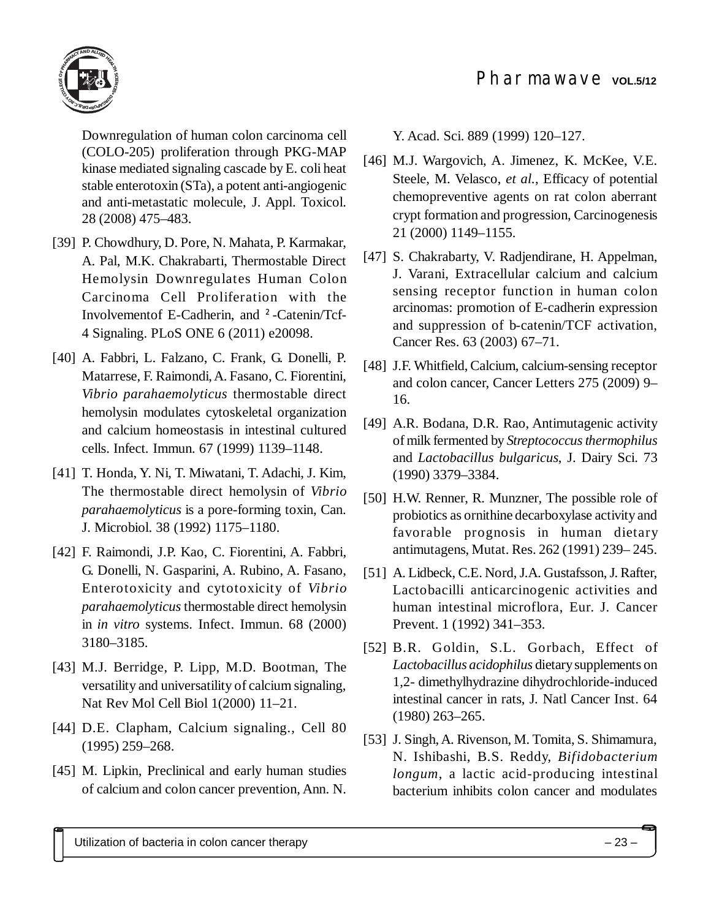Downregulation of human colon carcinoma cell (COLO-205) proliferation through PKG-MAP kinase mediated signaling cascade by E. coli heat stable enterotoxin (STa), a potent anti-angiogenic and anti-metastatic molecule, J. Appl. Toxicol. 28 (2008) 475–483.

[39] P. Chowdhury, D. Pore, N. Mahata, P. Karmakar, A. Pal, M.K. Chakrabarti, Thermostable Direct Hemolysin Downregulates Human Colon Carcinoma Cell Proliferation with the Involvementof E-Cadherin, and ²-Catenin/Tcf-4 Signaling. PLoS ONE 6 (2011) e20098.

[40] A. Fabbri, L. Falzano, C. Frank, G. Donelli, P. Matarrese, F. Raimondi, A. Fasano, C. Fiorentini, *Vibrio parahaemolyticus* thermostable direct hemolysin modulates cytoskeletal organization and calcium homeostasis in intestinal cultured cells. Infect. Immun. 67 (1999) 1139–1148.

[41] T. Honda, Y. Ni, T. Miwatani, T. Adachi, J. Kim, The thermostable direct hemolysin of *Vibrio parahaemolyticus* is a pore-forming toxin, Can. J. Microbiol. 38 (1992) 1175–1180.

[42] F. Raimondi, J.P. Kao, C. Fiorentini, A. Fabbri, G. Donelli, N. Gasparini, A. Rubino, A. Fasano, Enterotoxicity and cytotoxicity of *Vibrio parahaemolyticus* thermostable direct hemolysin in *in vitro* systems. Infect. Immun. 68 (2000) 3180–3185.

[43] M.J. Berridge, P. Lipp, M.D. Bootman, The versatility and universatility of calcium signaling, Nat Rev Mol Cell Biol 1(2000) 11–21.

[44] D.E. Clapham, Calcium signaling., Cell 80 (1995) 259–268.

[45] M. Lipkin, Preclinical and early human studies of calcium and colon cancer prevention, Ann. N. Y. Acad. Sci. 889 (1999) 120–127.

[46] M.J. Wargovich, A. Jimenez, K. McKee, V.E. Steele, M. Velasco, *et al.*, Efficacy of potential chemopreventive agents on rat colon aberrant crypt formation and progression, Carcinogenesis 21 (2000) 1149–1155.

[47] S. Chakrabarty, V. Radjendirane, H. Appelman, J. Varani, Extracellular calcium and calcium sensing receptor function in human colon arcinomas: promotion of E-cadherin expression and suppression of b-catenin/TCF activation, Cancer Res. 63 (2003) 67–71.

[48] J.F. Whitfield, Calcium, calcium-sensing receptor and colon cancer, Cancer Letters 275 (2009) 9–16.

[49] A.R. Bodana, D.R. Rao, Antimutagenic activity of milk fermented by *Streptococcus thermophilus* and *Lactobacillus bulgaricus*, J. Dairy Sci. 73 (1990) 3379–3384.

[50] H.W. Renner, R. Munzner, The possible role of probiotics as ornithine decarboxylase activity and favorable prognosis in human dietary antimutagens, Mutat. Res. 262 (1991) 239– 245.

[51] A. Lidbeck, C.E. Nord, J.A. Gustafsson, J. Rafter, Lactobacilli anticarcinogenic activities and human intestinal microflora, Eur. J. Cancer Prevent. 1 (1992) 341–353.

[52] B.R. Goldin, S.L. Gorbach, Effect of *Lactobacillus acidophilus* dietary supplements on 1,2- dimethylhydrazine dihydrochloride-induced intestinal cancer in rats, J. Natl Cancer Inst. 64 (1980) 263–265.

[53] J. Singh, A. Rivenson, M. Tomita, S. Shimamura, N. Ishibashi, B.S. Reddy, *Bifidobacterium longum*, a lactic acid-producing intestinal bacterium inhibits colon cancer and modulates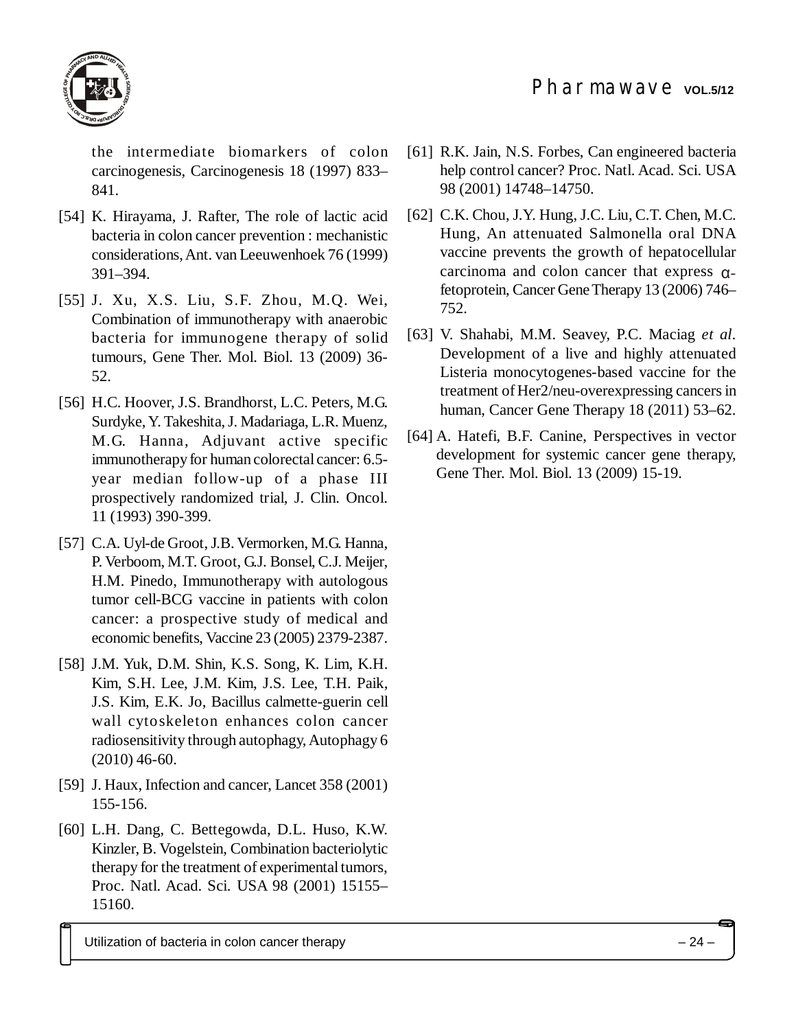the intermediate biomarkers of colon carcinogenesis, Carcinogenesis 18 (1997) 833–841.

[54] K. Hirayama, J. Rafter, The role of lactic acid bacteria in colon cancer prevention : mechanistic considerations, Ant. van Leeuwenhoek 76 (1999) 391–394.

[55] J. Xu, X.S. Liu, S.F. Zhou, M.Q. Wei, Combination of immunotherapy with anaerobic bacteria for immunogene therapy of solid tumours, Gene Ther. Mol. Biol. 13 (2009) 36-52.

[56] H.C. Hoover, J.S. Brandhorst, L.C. Peters, M.G. Surdyke, Y. Takeshita, J. Madariaga, L.R. Muenz, M.G. Hanna, Adjuvant active specific immunotherapy for human colorectal cancer: 6.5-year median follow-up of a phase III prospectively randomized trial, J. Clin. Oncol. 11 (1993) 390-399.

[57] C.A. Uyl-de Groot, J.B. Vermorken, M.G. Hanna, P. Verboom, M.T. Groot, G.J. Bonsel, C.J. Meijer, H.M. Pinedo, Immunotherapy with autologous tumor cell-BCG vaccine in patients with colon cancer: a prospective study of medical and economic benefits, Vaccine 23 (2005) 2379-2387.

[58] J.M. Yuk, D.M. Shin, K.S. Song, K. Lim, K.H. Kim, S.H. Lee, J.M. Kim, J.S. Lee, T.H. Paik, J.S. Kim, E.K. Jo, Bacillus calmette-guerin cell wall cytoskeleton enhances colon cancer radiosensitivity through autophagy, Autophagy 6 (2010) 46-60.

[59] J. Haux, Infection and cancer, Lancet 358 (2001) 155-156.

[60] L.H. Dang, C. Bettegowda, D.L. Huso, K.W. Kinzler, B. Vogelstein, Combination bacteriolytic therapy for the treatment of experimental tumors, Proc. Natl. Acad. Sci. USA 98 (2001) 15155–15160.

[61] R.K. Jain, N.S. Forbes, Can engineered bacteria help control cancer? Proc. Natl. Acad. Sci. USA 98 (2001) 14748–14750.

[62] C.K. Chou, J.Y. Hung, J.C. Liu, C.T. Chen, M.C. Hung, An attenuated Salmonella oral DNA vaccine prevents the growth of hepatocellular carcinoma and colon cancer that express α-fetoprotein, Cancer Gene Therapy 13 (2006) 746–752.

[63] V. Shahabi, M.M. Seavey, P.C. Maciag *et al*. Development of a live and highly attenuated Listeria monocytogenes-based vaccine for the treatment of Her2/neu-overexpressing cancers in human, Cancer Gene Therapy 18 (2011) 53–62.

[64] A. Hatefi, B.F. Canine, Perspectives in vector development for systemic cancer gene therapy, Gene Ther. Mol. Biol. 13 (2009) 15-19.